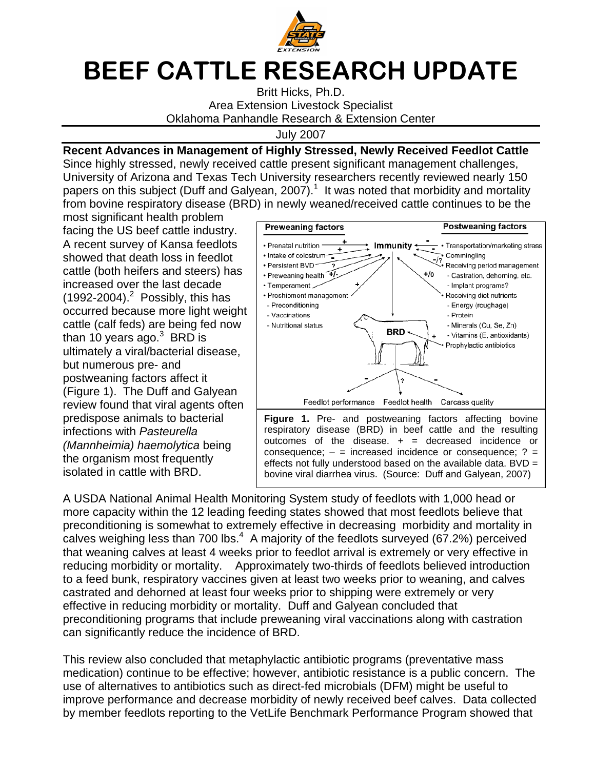# BEEF CATTLE RESEARCH UPDATE

Britt Hicks, Ph.D.
Area Extension Livestock Specialist
Oklahoma Panhandle Research & Extension Center

July 2007

**Recent Advances in Management of Highly Stressed, Newly Received Feedlot Cattle**

Since highly stressed, newly received cattle present significant management challenges, University of Arizona and Texas Tech University researchers recently reviewed nearly 150 papers on this subject (Duff and Galyean, 2007).[1] It was noted that morbidity and mortality from bovine respiratory disease (BRD) in newly weaned/received cattle continues to be the most significant health problem facing the US beef cattle industry. A recent survey of Kansa feedlots showed that death loss in feedlot cattle (both heifers and steers) has increased over the last decade (1992-2004).[2] Possibly, this has occurred because more light weight cattle (calf feds) are being fed now than 10 years ago.[3] BRD is ultimately a viral/bacterial disease, but numerous pre- and postweaning factors affect it (Figure 1). The Duff and Galyean review found that viral agents often predispose animals to bacterial infections with *Pasteurella (Mannheimia) haemolytica* being the organism most frequently isolated in cattle with BRD.

**Figure 1.** Pre- and postweaning factors affecting bovine respiratory disease (BRD) in beef cattle and the resulting outcomes of the disease. + = decreased incidence or consequence; – = increased incidence or consequence; ? = effects not fully understood based on the available data. BVD = bovine viral diarrhea virus. (Source: Duff and Galyean, 2007)

A USDA National Animal Health Monitoring System study of feedlots with 1,000 head or more capacity within the 12 leading feeding states showed that most feedlots believe that preconditioning is somewhat to extremely effective in decreasing morbidity and mortality in calves weighing less than 700 lbs.[4] A majority of the feedlots surveyed (67.2%) perceived that weaning calves at least 4 weeks prior to feedlot arrival is extremely or very effective in reducing morbidity or mortality. Approximately two-thirds of feedlots believed introduction to a feed bunk, respiratory vaccines given at least two weeks prior to weaning, and calves castrated and dehorned at least four weeks prior to shipping were extremely or very effective in reducing morbidity or mortality. Duff and Galyean concluded that preconditioning programs that include preweaning viral vaccinations along with castration can significantly reduce the incidence of BRD.

This review also concluded that metaphylactic antibiotic programs (preventative mass medication) continue to be effective; however, antibiotic resistance is a public concern. The use of alternatives to antibiotics such as direct-fed microbials (DFM) might be useful to improve performance and decrease morbidity of newly received beef calves. Data collected by member feedlots reporting to the VetLife Benchmark Performance Program showed that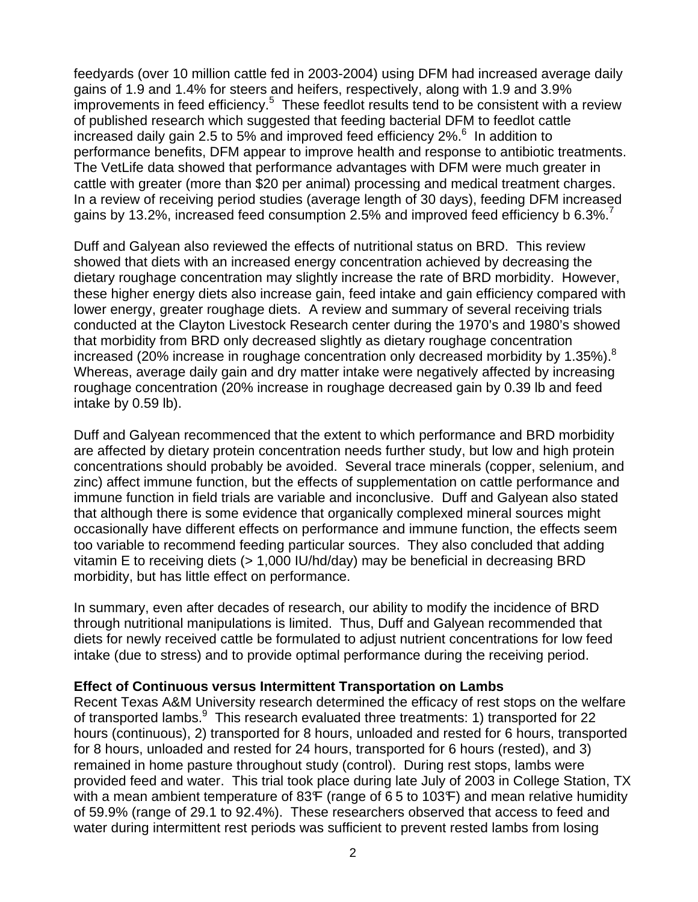feedyards (over 10 million cattle fed in 2003-2004) using DFM had increased average daily gains of 1.9 and 1.4% for steers and heifers, respectively, along with 1.9 and 3.9% improvements in feed efficiency.[5] These feedlot results tend to be consistent with a review of published research which suggested that feeding bacterial DFM to feedlot cattle increased daily gain 2.5 to 5% and improved feed efficiency 2%.[6] In addition to performance benefits, DFM appear to improve health and response to antibiotic treatments. The VetLife data showed that performance advantages with DFM were much greater in cattle with greater (more than $20 per animal) processing and medical treatment charges. In a review of receiving period studies (average length of 30 days), feeding DFM increased gains by 13.2%, increased feed consumption 2.5% and improved feed efficiency b 6.3%.[7]

Duff and Galyean also reviewed the effects of nutritional status on BRD. This review showed that diets with an increased energy concentration achieved by decreasing the dietary roughage concentration may slightly increase the rate of BRD morbidity. However, these higher energy diets also increase gain, feed intake and gain efficiency compared with lower energy, greater roughage diets. A review and summary of several receiving trials conducted at the Clayton Livestock Research center during the 1970's and 1980's showed that morbidity from BRD only decreased slightly as dietary roughage concentration increased (20% increase in roughage concentration only decreased morbidity by 1.35%).[8] Whereas, average daily gain and dry matter intake were negatively affected by increasing roughage concentration (20% increase in roughage decreased gain by 0.39 lb and feed intake by 0.59 lb).

Duff and Galyean recommenced that the extent to which performance and BRD morbidity are affected by dietary protein concentration needs further study, but low and high protein concentrations should probably be avoided. Several trace minerals (copper, selenium, and zinc) affect immune function, but the effects of supplementation on cattle performance and immune function in field trials are variable and inconclusive. Duff and Galyean also stated that although there is some evidence that organically complexed mineral sources might occasionally have different effects on performance and immune function, the effects seem too variable to recommend feeding particular sources. They also concluded that adding vitamin E to receiving diets (> 1,000 IU/hd/day) may be beneficial in decreasing BRD morbidity, but has little effect on performance.

In summary, even after decades of research, our ability to modify the incidence of BRD through nutritional manipulations is limited. Thus, Duff and Galyean recommended that diets for newly received cattle be formulated to adjust nutrient concentrations for low feed intake (due to stress) and to provide optimal performance during the receiving period.

**Effect of Continuous versus Intermittent Transportation on Lambs**

Recent Texas A&M University research determined the efficacy of rest stops on the welfare of transported lambs.[9] This research evaluated three treatments: 1) transported for 22 hours (continuous), 2) transported for 8 hours, unloaded and rested for 6 hours, transported for 8 hours, unloaded and rested for 24 hours, transported for 6 hours (rested), and 3) remained in home pasture throughout study (control). During rest stops, lambs were provided feed and water. This trial took place during late July of 2003 in College Station, TX with a mean ambient temperature of 83°F (range of 65 to 103°F) and mean relative humidity of 59.9% (range of 29.1 to 92.4%). These researchers observed that access to feed and water during intermittent rest periods was sufficient to prevent rested lambs from losing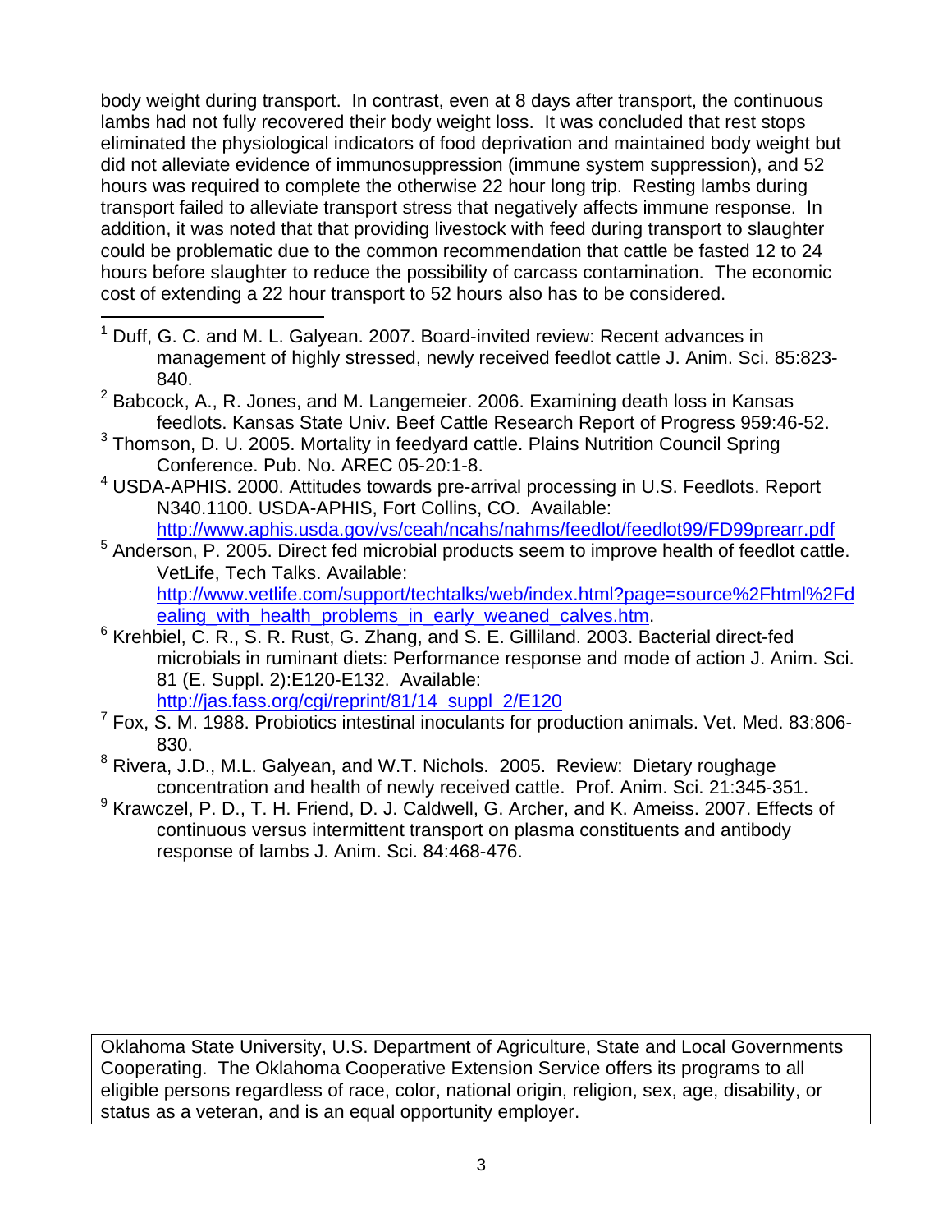body weight during transport. In contrast, even at 8 days after transport, the continuous lambs had not fully recovered their body weight loss. It was concluded that rest stops eliminated the physiological indicators of food deprivation and maintained body weight but did not alleviate evidence of immunosuppression (immune system suppression), and 52 hours was required to complete the otherwise 22 hour long trip. Resting lambs during transport failed to alleviate transport stress that negatively affects immune response. In addition, it was noted that that providing livestock with feed during transport to slaughter could be problematic due to the common recommendation that cattle be fasted 12 to 24 hours before slaughter to reduce the possibility of carcass contamination. The economic cost of extending a 22 hour transport to 52 hours also has to be considered.

---

[1] Duff, G. C. and M. L. Galyean. 2007. Board-invited review: Recent advances in management of highly stressed, newly received feedlot cattle J. Anim. Sci. 85:823-840.

[2] Babcock, A., R. Jones, and M. Langemeier. 2006. Examining death loss in Kansas feedlots. Kansas State Univ. Beef Cattle Research Report of Progress 959:46-52.

[3] Thomson, D. U. 2005. Mortality in feedyard cattle. Plains Nutrition Council Spring Conference. Pub. No. AREC 05-20:1-8.

[4] USDA-APHIS. 2000. Attitudes towards pre-arrival processing in U.S. Feedlots. Report N340.1100. USDA-APHIS, Fort Collins, CO. Available: http://www.aphis.usda.gov/vs/ceah/ncahs/nahms/feedlot/feedlot99/FD99prearr.pdf

[5] Anderson, P. 2005. Direct fed microbial products seem to improve health of feedlot cattle. VetLife, Tech Talks. Available: http://www.vetlife.com/support/techtalks/web/index.html?page=source%2Fhtml%2Fdealing_with_health_problems_in_early_weaned_calves.htm.

[6] Krehbiel, C. R., S. R. Rust, G. Zhang, and S. E. Gilliland. 2003. Bacterial direct-fed microbials in ruminant diets: Performance response and mode of action J. Anim. Sci. 81 (E. Suppl. 2):E120-E132. Available: http://jas.fass.org/cgi/reprint/81/14_suppl_2/E120

[7] Fox, S. M. 1988. Probiotics intestinal inoculants for production animals. Vet. Med. 83:806-830.

[8] Rivera, J.D., M.L. Galyean, and W.T. Nichols. 2005. Review: Dietary roughage concentration and health of newly received cattle. Prof. Anim. Sci. 21:345-351.

[9] Krawczel, P. D., T. H. Friend, D. J. Caldwell, G. Archer, and K. Ameiss. 2007. Effects of continuous versus intermittent transport on plasma constituents and antibody response of lambs J. Anim. Sci. 84:468-476.

Oklahoma State University, U.S. Department of Agriculture, State and Local Governments Cooperating. The Oklahoma Cooperative Extension Service offers its programs to all eligible persons regardless of race, color, national origin, religion, sex, age, disability, or status as a veteran, and is an equal opportunity employer.